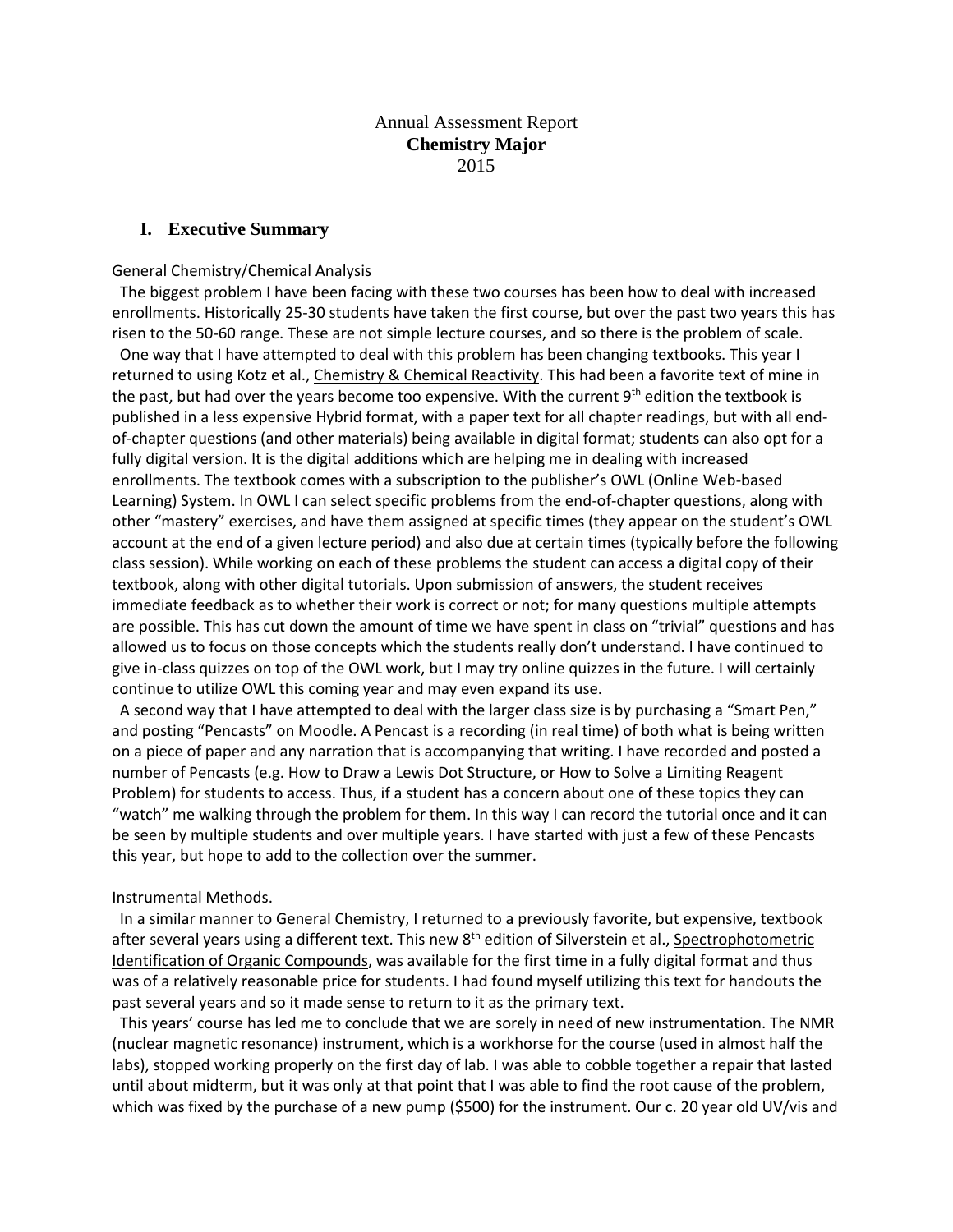Annual Assessment Report
**Chemistry Major**
2015

## I. Executive Summary

General Chemistry/Chemical Analysis

The biggest problem I have been facing with these two courses has been how to deal with increased enrollments. Historically 25-30 students have taken the first course, but over the past two years this has risen to the 50-60 range. These are not simple lecture courses, and so there is the problem of scale.

One way that I have attempted to deal with this problem has been changing textbooks. This year I returned to using Kotz et al., Chemistry & Chemical Reactivity. This had been a favorite text of mine in the past, but had over the years become too expensive. With the current 9th edition the textbook is published in a less expensive Hybrid format, with a paper text for all chapter readings, but with all end-of-chapter questions (and other materials) being available in digital format; students can also opt for a fully digital version. It is the digital additions which are helping me in dealing with increased enrollments. The textbook comes with a subscription to the publisher's OWL (Online Web-based Learning) System. In OWL I can select specific problems from the end-of-chapter questions, along with other "mastery" exercises, and have them assigned at specific times (they appear on the student's OWL account at the end of a given lecture period) and also due at certain times (typically before the following class session). While working on each of these problems the student can access a digital copy of their textbook, along with other digital tutorials. Upon submission of answers, the student receives immediate feedback as to whether their work is correct or not; for many questions multiple attempts are possible. This has cut down the amount of time we have spent in class on "trivial" questions and has allowed us to focus on those concepts which the students really don't understand. I have continued to give in-class quizzes on top of the OWL work, but I may try online quizzes in the future. I will certainly continue to utilize OWL this coming year and may even expand its use.

A second way that I have attempted to deal with the larger class size is by purchasing a "Smart Pen," and posting "Pencasts" on Moodle. A Pencast is a recording (in real time) of both what is being written on a piece of paper and any narration that is accompanying that writing. I have recorded and posted a number of Pencasts (e.g. How to Draw a Lewis Dot Structure, or How to Solve a Limiting Reagent Problem) for students to access. Thus, if a student has a concern about one of these topics they can "watch" me walking through the problem for them. In this way I can record the tutorial once and it can be seen by multiple students and over multiple years. I have started with just a few of these Pencasts this year, but hope to add to the collection over the summer.

Instrumental Methods.

In a similar manner to General Chemistry, I returned to a previously favorite, but expensive, textbook after several years using a different text. This new 8th edition of Silverstein et al., Spectrophotometric Identification of Organic Compounds, was available for the first time in a fully digital format and thus was of a relatively reasonable price for students. I had found myself utilizing this text for handouts the past several years and so it made sense to return to it as the primary text.

This years' course has led me to conclude that we are sorely in need of new instrumentation. The NMR (nuclear magnetic resonance) instrument, which is a workhorse for the course (used in almost half the labs), stopped working properly on the first day of lab. I was able to cobble together a repair that lasted until about midterm, but it was only at that point that I was able to find the root cause of the problem, which was fixed by the purchase of a new pump ($500) for the instrument. Our c. 20 year old UV/vis and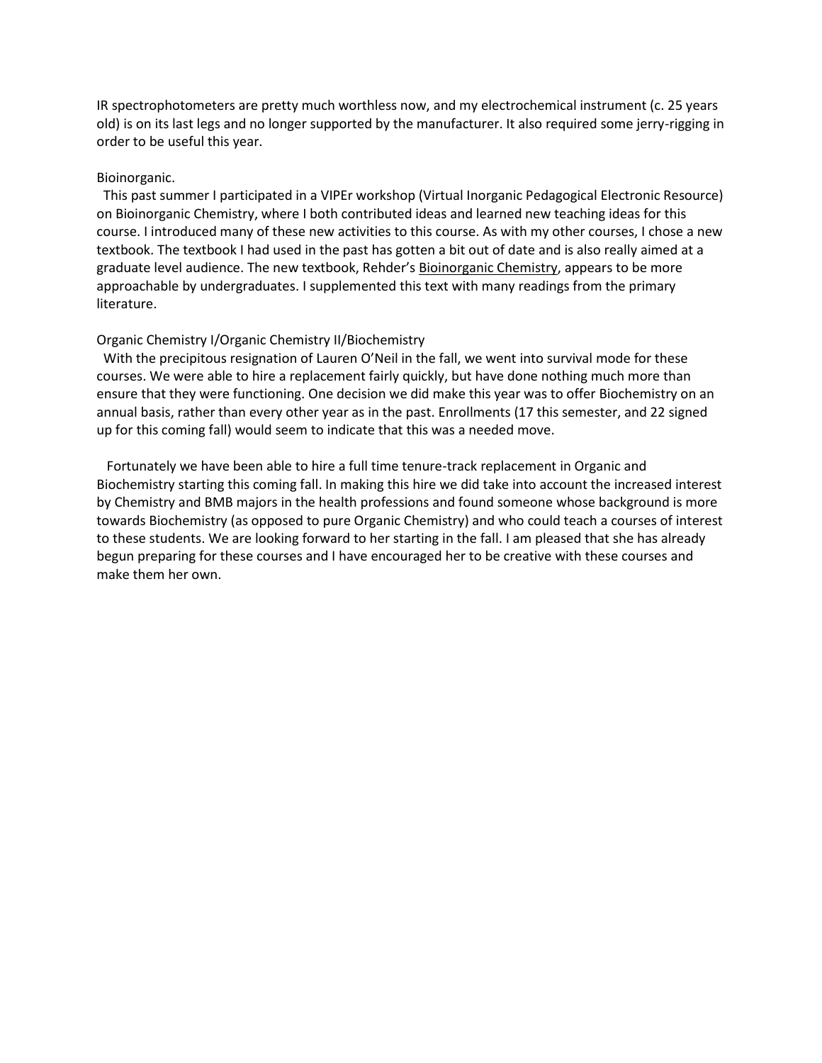IR spectrophotometers are pretty much worthless now, and my electrochemical instrument (c. 25 years old) is on its last legs and no longer supported by the manufacturer. It also required some jerry-rigging in order to be useful this year.

Bioinorganic.

This past summer I participated in a VIPEr workshop (Virtual Inorganic Pedagogical Electronic Resource) on Bioinorganic Chemistry, where I both contributed ideas and learned new teaching ideas for this course. I introduced many of these new activities to this course. As with my other courses, I chose a new textbook. The textbook I had used in the past has gotten a bit out of date and is also really aimed at a graduate level audience. The new textbook, Rehder's Bioinorganic Chemistry, appears to be more approachable by undergraduates. I supplemented this text with many readings from the primary literature.

Organic Chemistry I/Organic Chemistry II/Biochemistry

With the precipitous resignation of Lauren O'Neil in the fall, we went into survival mode for these courses. We were able to hire a replacement fairly quickly, but have done nothing much more than ensure that they were functioning. One decision we did make this year was to offer Biochemistry on an annual basis, rather than every other year as in the past. Enrollments (17 this semester, and 22 signed up for this coming fall) would seem to indicate that this was a needed move.

Fortunately we have been able to hire a full time tenure-track replacement in Organic and Biochemistry starting this coming fall. In making this hire we did take into account the increased interest by Chemistry and BMB majors in the health professions and found someone whose background is more towards Biochemistry (as opposed to pure Organic Chemistry) and who could teach a courses of interest to these students. We are looking forward to her starting in the fall. I am pleased that she has already begun preparing for these courses and I have encouraged her to be creative with these courses and make them her own.